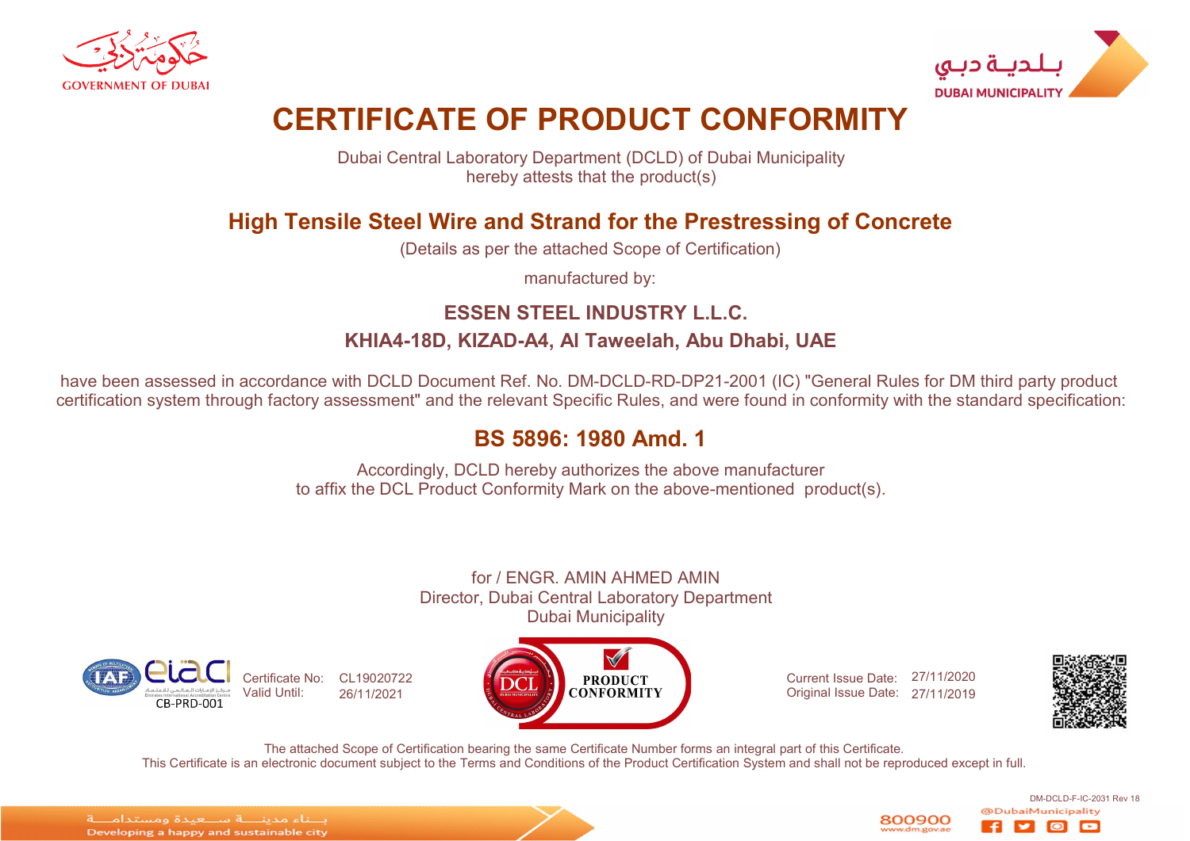حكومة دبي
GOVERNMENT OF DUBAI

بلدية دبي
DUBAI MUNICIPALITY

# CERTIFICATE OF PRODUCT CONFORMITY

Dubai Central Laboratory Department (DCLD) of Dubai Municipality
hereby attests that the product(s)

## High Tensile Steel Wire and Strand for the Prestressing of Concrete

(Details as per the attached Scope of Certification)

manufactured by:

### ESSEN STEEL INDUSTRY L.L.C.

### KHIA4-18D, KIZAD-A4, Al Taweelah, Abu Dhabi, UAE

have been assessed in accordance with DCLD Document Ref. No. DM-DCLD-RD-DP21-2001 (IC) "General Rules for DM third party product certification system through factory assessment" and the relevant Specific Rules, and were found in conformity with the standard specification:

## BS 5896: 1980 Amd. 1

Accordingly, DCLD hereby authorizes the above manufacturer
to affix the DCL Product Conformity Mark on the above-mentioned product(s).

for / ENGR. AMIN AHMED AMIN
Director, Dubai Central Laboratory Department
Dubai Municipality

CB-PRD-001

Certificate No: CL19020722
Valid Until: 26/11/2021

DCL PRODUCT CONFORMITY

Current Issue Date: 27/11/2020
Original Issue Date: 27/11/2019

The attached Scope of Certification bearing the same Certificate Number forms an integral part of this Certificate.
This Certificate is an electronic document subject to the Terms and Conditions of the Product Certification System and shall not be reproduced except in full.

DM-DCLD-F-IC-2031 Rev 18

بناء مدينة سعيدة ومستدامة
Developing a happy and sustainable city

800900
www.dm.gov.ae
@DubaiMunicipality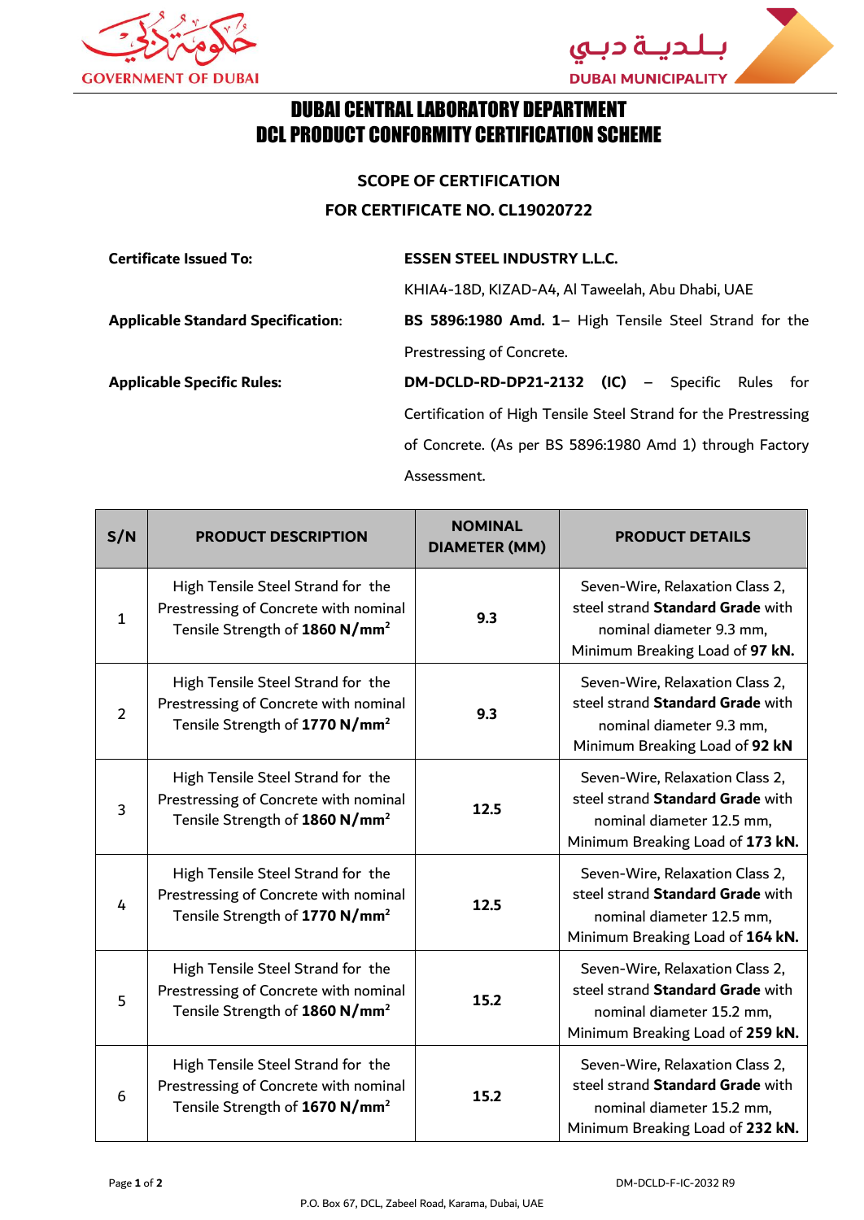GOVERNMENT OF DUBAI

بـلـديـة دبـي
DUBAI MUNICIPALITY

# DUBAI CENTRAL LABORATORY DEPARTMENT
# DCL PRODUCT CONFORMITY CERTIFICATION SCHEME

## SCOPE OF CERTIFICATION
## FOR CERTIFICATE NO. CL19020722

**Certificate Issued To:** **ESSEN STEEL INDUSTRY L.L.C.**
KHIA4-18D, KIZAD-A4, Al Taweelah, Abu Dhabi, UAE

**Applicable Standard Specification:** **BS 5896:1980 Amd. 1**– High Tensile Steel Strand for the Prestressing of Concrete.

**Applicable Specific Rules:** **DM-DCLD-RD-DP21-2132 (IC)** – Specific Rules for Certification of High Tensile Steel Strand for the Prestressing of Concrete. (As per BS 5896:1980 Amd 1) through Factory Assessment.

| S/N | PRODUCT DESCRIPTION | NOMINAL DIAMETER (MM) | PRODUCT DETAILS |
|---|---|---|---|
| 1 | High Tensile Steel Strand for the Prestressing of Concrete with nominal Tensile Strength of **1860 N/mm²** | **9.3** | Seven-Wire, Relaxation Class 2, steel strand **Standard Grade** with nominal diameter 9.3 mm, Minimum Breaking Load of **97 kN.** |
| 2 | High Tensile Steel Strand for the Prestressing of Concrete with nominal Tensile Strength of **1770 N/mm²** | **9.3** | Seven-Wire, Relaxation Class 2, steel strand **Standard Grade** with nominal diameter 9.3 mm, Minimum Breaking Load of **92 kN** |
| 3 | High Tensile Steel Strand for the Prestressing of Concrete with nominal Tensile Strength of **1860 N/mm²** | **12.5** | Seven-Wire, Relaxation Class 2, steel strand **Standard Grade** with nominal diameter 12.5 mm, Minimum Breaking Load of **173 kN.** |
| 4 | High Tensile Steel Strand for the Prestressing of Concrete with nominal Tensile Strength of **1770 N/mm²** | **12.5** | Seven-Wire, Relaxation Class 2, steel strand **Standard Grade** with nominal diameter 12.5 mm, Minimum Breaking Load of **164 kN.** |
| 5 | High Tensile Steel Strand for the Prestressing of Concrete with nominal Tensile Strength of **1860 N/mm²** | **15.2** | Seven-Wire, Relaxation Class 2, steel strand **Standard Grade** with nominal diameter 15.2 mm, Minimum Breaking Load of **259 kN.** |
| 6 | High Tensile Steel Strand for the Prestressing of Concrete with nominal Tensile Strength of **1670 N/mm²** | **15.2** | Seven-Wire, Relaxation Class 2, steel strand **Standard Grade** with nominal diameter 15.2 mm, Minimum Breaking Load of **232 kN.** |

DM-DCLD-F-IC-2032 R9

P.O. Box 67, DCL, Zabeel Road, Karama, Dubai, UAE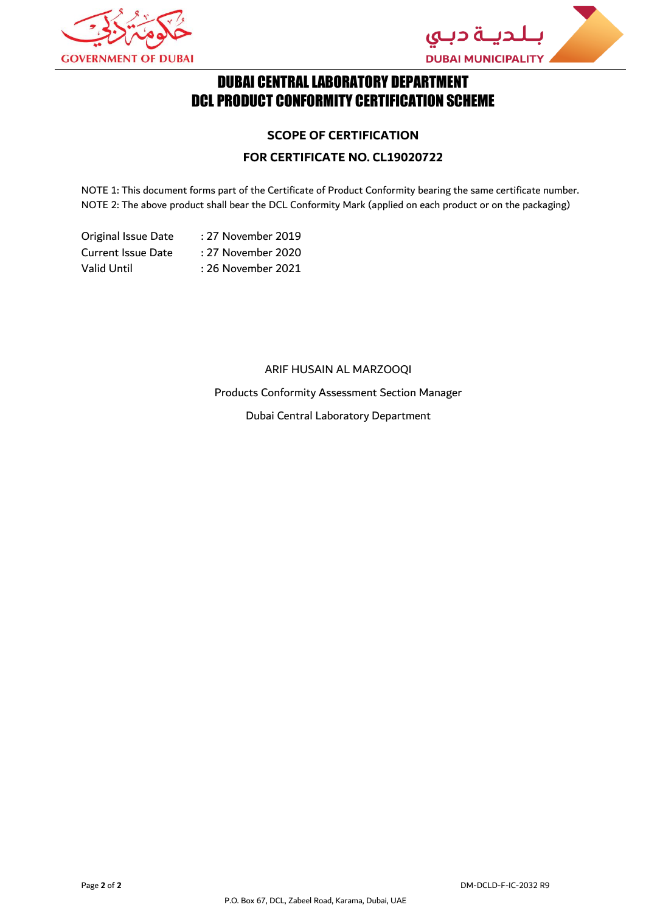# DUBAI CENTRAL LABORATORY DEPARTMENT
# DCL PRODUCT CONFORMITY CERTIFICATION SCHEME

## SCOPE OF CERTIFICATION

## FOR CERTIFICATE NO. CL19020722

NOTE 1: This document forms part of the Certificate of Product Conformity bearing the same certificate number.
NOTE 2: The above product shall bear the DCL Conformity Mark (applied on each product or on the packaging)

| | |
|---|---|
| Original Issue Date | : 27 November 2019 |
| Current Issue Date | : 27 November 2020 |
| Valid Until | : 26 November 2021 |

ARIF HUSAIN AL MARZOOQI

Products Conformity Assessment Section Manager

Dubai Central Laboratory Department

DM-DCLD-F-IC-2032 R9

P.O. Box 67, DCL, Zabeel Road, Karama, Dubai, UAE